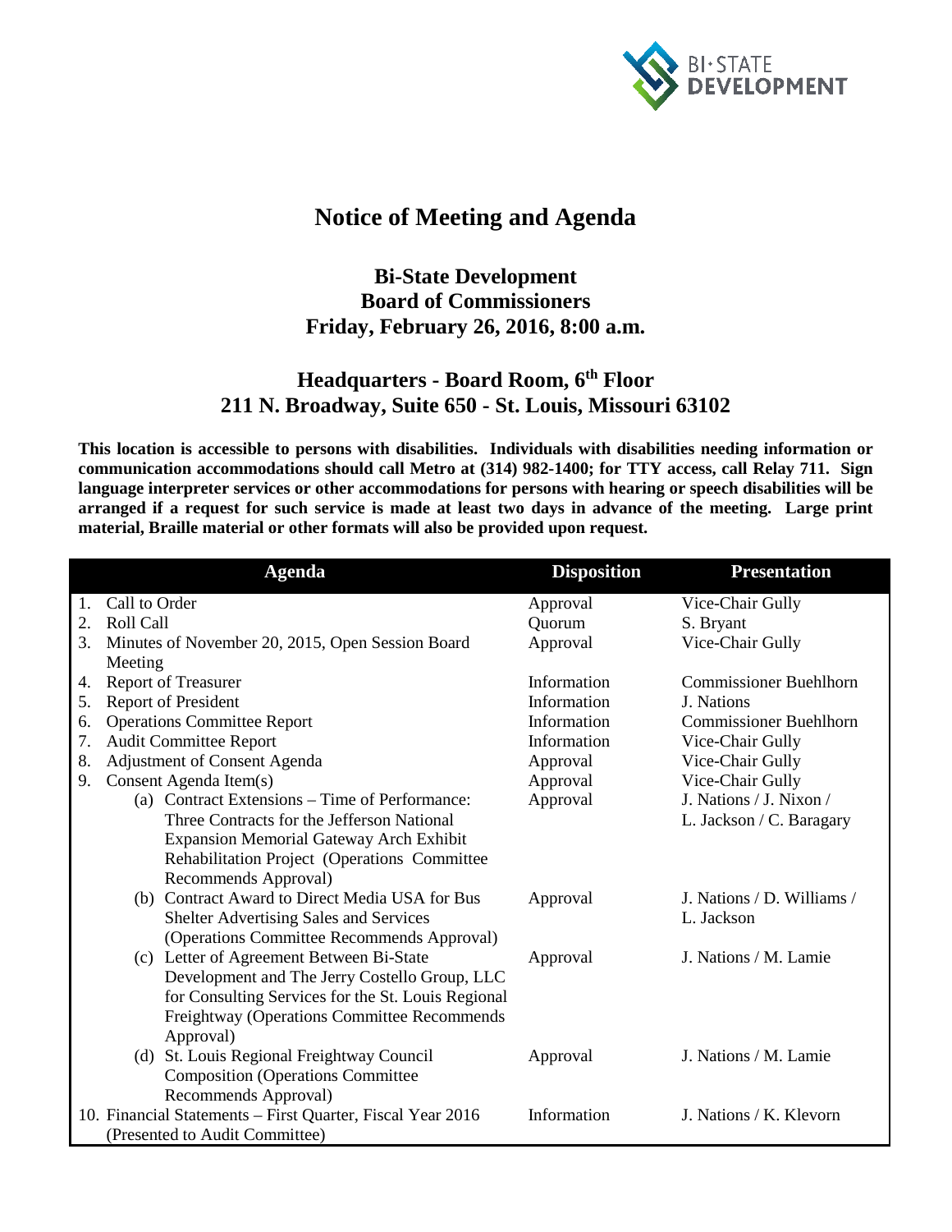# Notice of Meeting and Agenda

## Bi-State Development
## Board of Commissioners
## Friday, February 26, 2016, 8:00 a.m.

## Headquarters - Board Room, 6th Floor
## 211 N. Broadway, Suite 650 - St. Louis, Missouri 63102

**This location is accessible to persons with disabilities. Individuals with disabilities needing information or communication accommodations should call Metro at (314) 982-1400; for TTY access, call Relay 711. Sign language interpreter services or other accommodations for persons with hearing or speech disabilities will be arranged if a request for such service is made at least two days in advance of the meeting. Large print material, Braille material or other formats will also be provided upon request.**

| Agenda | Disposition | Presentation |
|---|---|---|
| 1. Call to Order | Approval | Vice-Chair Gully |
| 2. Roll Call | Quorum | S. Bryant |
| 3. Minutes of November 20, 2015, Open Session Board Meeting | Approval | Vice-Chair Gully |
| 4. Report of Treasurer | Information | Commissioner Buehlhorn |
| 5. Report of President | Information | J. Nations |
| 6. Operations Committee Report | Information | Commissioner Buehlhorn |
| 7. Audit Committee Report | Information | Vice-Chair Gully |
| 8. Adjustment of Consent Agenda | Approval | Vice-Chair Gully |
| 9. Consent Agenda Item(s) | Approval | Vice-Chair Gully |
| (a) Contract Extensions – Time of Performance: Three Contracts for the Jefferson National Expansion Memorial Gateway Arch Exhibit Rehabilitation Project (Operations Committee Recommends Approval) | Approval | J. Nations / J. Nixon / L. Jackson / C. Baragary |
| (b) Contract Award to Direct Media USA for Bus Shelter Advertising Sales and Services (Operations Committee Recommends Approval) | Approval | J. Nations / D. Williams / L. Jackson |
| (c) Letter of Agreement Between Bi-State Development and The Jerry Costello Group, LLC for Consulting Services for the St. Louis Regional Freightway (Operations Committee Recommends Approval) | Approval | J. Nations / M. Lamie |
| (d) St. Louis Regional Freightway Council Composition (Operations Committee Recommends Approval) | Approval | J. Nations / M. Lamie |
| 10. Financial Statements – First Quarter, Fiscal Year 2016 (Presented to Audit Committee) | Information | J. Nations / K. Klevorn |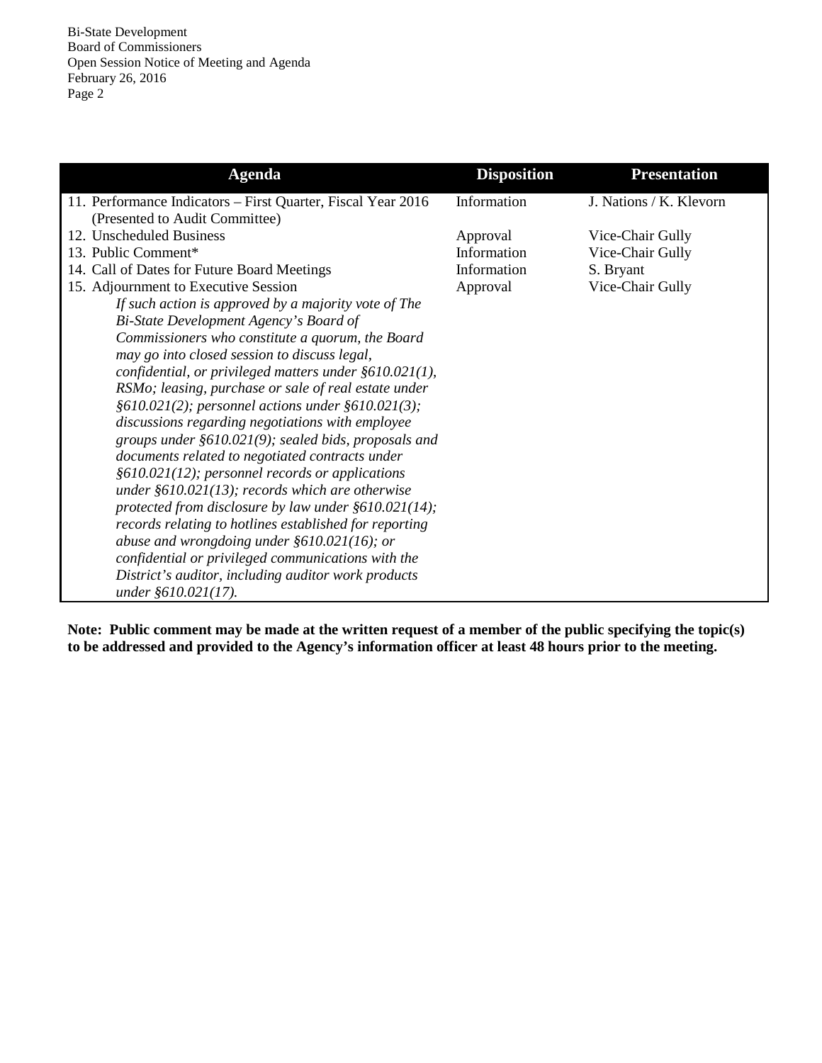| Agenda | Disposition | Presentation |
|---|---|---|
| 11. Performance Indicators – First Quarter, Fiscal Year 2016 (Presented to Audit Committee) | Information | J. Nations / K. Klevorn |
| 12. Unscheduled Business | Approval | Vice-Chair Gully |
| 13. Public Comment* | Information | Vice-Chair Gully |
| 14. Call of Dates for Future Board Meetings | Information | S. Bryant |
| 15. Adjournment to Executive Session<br>*If such action is approved by a majority vote of The Bi-State Development Agency's Board of Commissioners who constitute a quorum, the Board may go into closed session to discuss legal, confidential, or privileged matters under §610.021(1), RSMo; leasing, purchase or sale of real estate under §610.021(2); personnel actions under §610.021(3); discussions regarding negotiations with employee groups under §610.021(9); sealed bids, proposals and documents related to negotiated contracts under §610.021(12); personnel records or applications under §610.021(13); records which are otherwise protected from disclosure by law under §610.021(14); records relating to hotlines established for reporting abuse and wrongdoing under §610.021(16); or confidential or privileged communications with the District's auditor, including auditor work products under §610.021(17).* | Approval | Vice-Chair Gully |

**Note: Public comment may be made at the written request of a member of the public specifying the topic(s) to be addressed and provided to the Agency's information officer at least 48 hours prior to the meeting.**